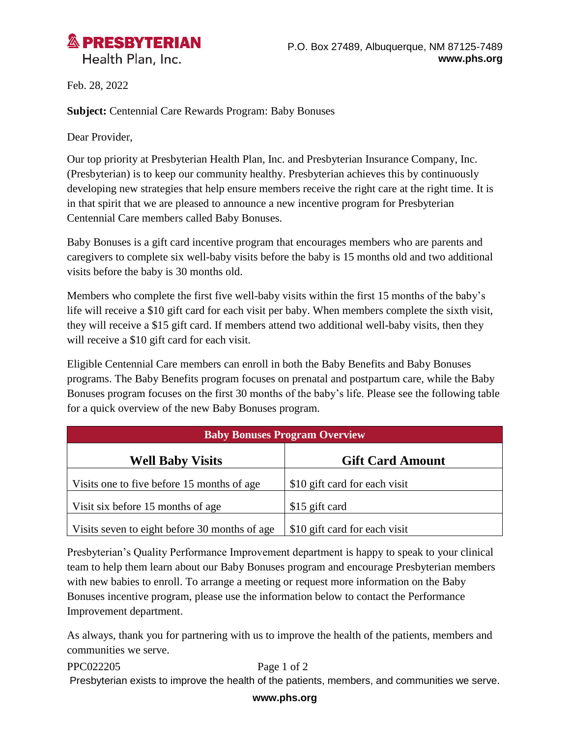**PRESBYTERIAN**
Health Plan, Inc.

P.O. Box 27489, Albuquerque, NM 87125-7489
**www.phs.org**

Feb. 28, 2022

**Subject:** Centennial Care Rewards Program: Baby Bonuses

Dear Provider,

Our top priority at Presbyterian Health Plan, Inc. and Presbyterian Insurance Company, Inc. (Presbyterian) is to keep our community healthy. Presbyterian achieves this by continuously developing new strategies that help ensure members receive the right care at the right time. It is in that spirit that we are pleased to announce a new incentive program for Presbyterian Centennial Care members called Baby Bonuses.

Baby Bonuses is a gift card incentive program that encourages members who are parents and caregivers to complete six well-baby visits before the baby is 15 months old and two additional visits before the baby is 30 months old.

Members who complete the first five well-baby visits within the first 15 months of the baby's life will receive a $10 gift card for each visit per baby. When members complete the sixth visit, they will receive a $15 gift card. If members attend two additional well-baby visits, then they will receive a $10 gift card for each visit.

Eligible Centennial Care members can enroll in both the Baby Benefits and Baby Bonuses programs. The Baby Benefits program focuses on prenatal and postpartum care, while the Baby Bonuses program focuses on the first 30 months of the baby's life. Please see the following table for a quick overview of the new Baby Bonuses program.

| **Baby Bonuses Program Overview** | |
|---|---|
| **Well Baby Visits** | **Gift Card Amount** |
| Visits one to five before 15 months of age | $10 gift card for each visit |
| Visit six before 15 months of age | $15 gift card |
| Visits seven to eight before 30 months of age | $10 gift card for each visit |

Presbyterian's Quality Performance Improvement department is happy to speak to your clinical team to help them learn about our Baby Bonuses program and encourage Presbyterian members with new babies to enroll. To arrange a meeting or request more information on the Baby Bonuses incentive program, please use the information below to contact the Performance Improvement department.

As always, thank you for partnering with us to improve the health of the patients, members and communities we serve.

PPC022205

Presbyterian exists to improve the health of the patients, members, and communities we serve.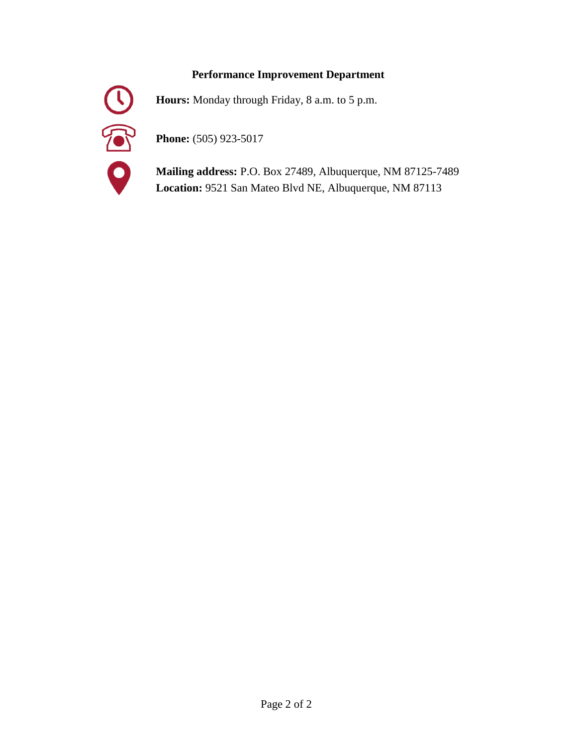**Performance Improvement Department**

**Hours:** Monday through Friday, 8 a.m. to 5 p.m.

**Phone:** (505) 923-5017

**Mailing address:** P.O. Box 27489, Albuquerque, NM 87125-7489
**Location:** 9521 San Mateo Blvd NE, Albuquerque, NM 87113